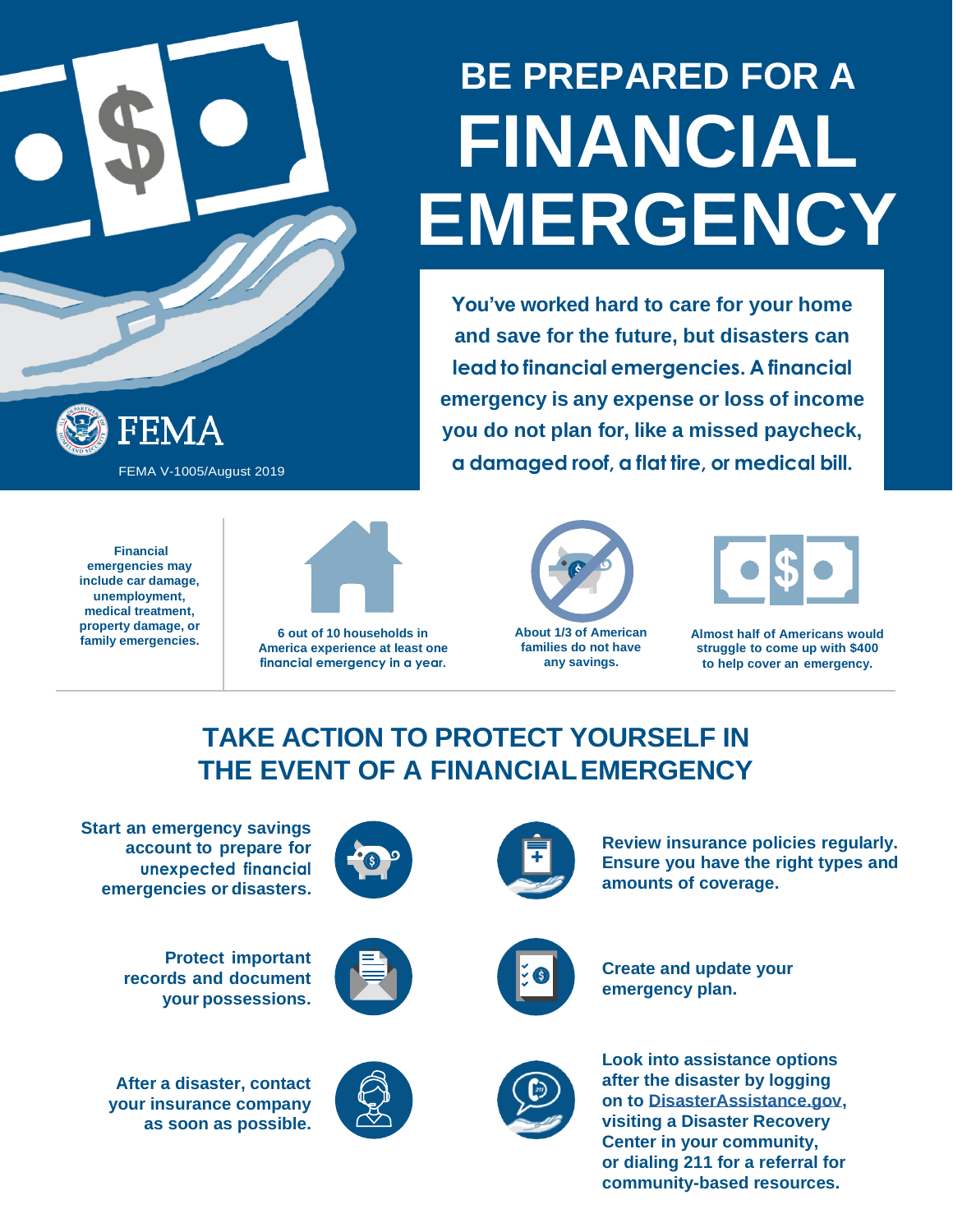# BE PREPARED FOR A FINANCIAL EMERGENCY

FEMA

FEMA V-1005/August 2019

**You've worked hard to care for your home and save for the future, but disasters can lead to financial emergencies. A financial emergency is any expense or loss of income you do not plan for, like a missed paycheck, a damaged roof, a flat tire, or medical bill.**

**Financial emergencies may include car damage, unemployment, medical treatment, property damage, or family emergencies.**

**6 out of 10 households in America experience at least one financial emergency in a year.**

**About 1/3 of American families do not have any savings.**

**Almost half of Americans would struggle to come up with $400 to help cover an emergency.**

## TAKE ACTION TO PROTECT YOURSELF IN THE EVENT OF A FINANCIAL EMERGENCY

**Start an emergency savings account to prepare for unexpected financial emergencies or disasters.**

**Review insurance policies regularly. Ensure you have the right types and amounts of coverage.**

**Protect important records and document your possessions.**

**Create and update your emergency plan.**

**After a disaster, contact your insurance company as soon as possible.**

**Look into assistance options after the disaster by logging on to DisasterAssistance.gov, visiting a Disaster Recovery Center in your community, or dialing 211 for a referral for community-based resources.**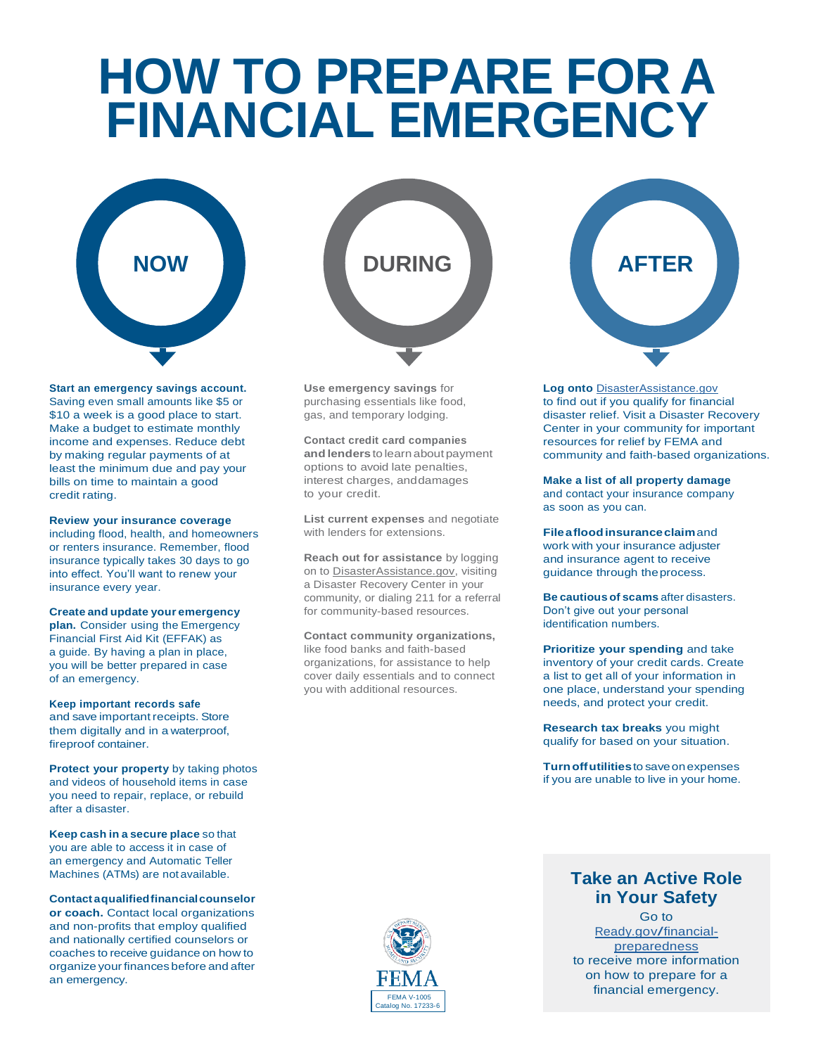# HOW TO PREPARE FOR A FINANCIAL EMERGENCY

## NOW

**Start an emergency savings account.** Saving even small amounts like $5 or $10 a week is a good place to start. Make a budget to estimate monthly income and expenses. Reduce debt by making regular payments of at least the minimum due and pay your bills on time to maintain a good credit rating.

**Review your insurance coverage** including flood, health, and homeowners or renters insurance. Remember, flood insurance typically takes 30 days to go into effect. You'll want to renew your insurance every year.

**Create and update your emergency plan.** Consider using the Emergency Financial First Aid Kit (EFFAK) as a guide. By having a plan in place, you will be better prepared in case of an emergency.

**Keep important records safe** and save important receipts. Store them digitally and in a waterproof, fireproof container.

**Protect your property** by taking photos and videos of household items in case you need to repair, replace, or rebuild after a disaster.

**Keep cash in a secure place** so that you are able to access it in case of an emergency and Automatic Teller Machines (ATMs) are not available.

**Contact a qualified financial counselor or coach.** Contact local organizations and non-profits that employ qualified and nationally certified counselors or coaches to receive guidance on how to organize your finances before and after an emergency.

## DURING

**Use emergency savings** for purchasing essentials like food, gas, and temporary lodging.

**Contact credit card companies and lenders** to learn about payment options to avoid late penalties, interest charges, and damages to your credit.

**List current expenses** and negotiate with lenders for extensions.

**Reach out for assistance** by logging on to DisasterAssistance.gov, visiting a Disaster Recovery Center in your community, or dialing 211 for a referral for community-based resources.

**Contact community organizations,** like food banks and faith-based organizations, for assistance to help cover daily essentials and to connect you with additional resources.

## AFTER

**Log onto** DisasterAssistance.gov to find out if you qualify for financial disaster relief. Visit a Disaster Recovery Center in your community for important resources for relief by FEMA and community and faith-based organizations.

**Make a list of all property damage** and contact your insurance company as soon as you can.

**File a flood insurance claim** and work with your insurance adjuster and insurance agent to receive guidance through the process.

**Be cautious of scams** after disasters. Don't give out your personal identification numbers.

**Prioritize your spending** and take inventory of your credit cards. Create a list to get all of your information in one place, understand your spending needs, and protect your credit.

**Research tax breaks** you might qualify for based on your situation.

**Turn off utilities** to save on expenses if you are unable to live in your home.

### Take an Active Role in Your Safety

Go to Ready.gov/financial-preparedness to receive more information on how to prepare for a financial emergency.

FEMA

FEMA V-1005
Catalog No. 17233-6